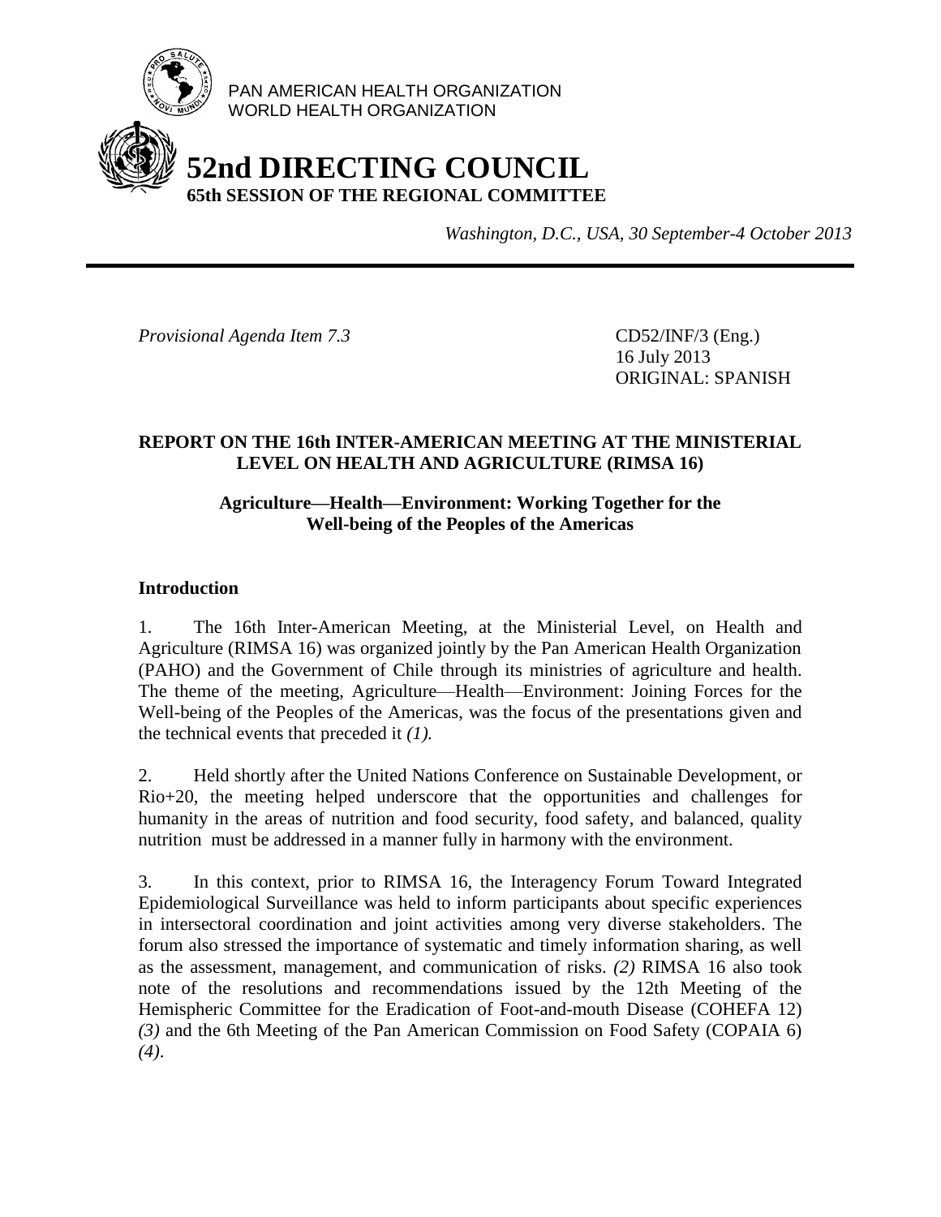PAN AMERICAN HEALTH ORGANIZATION
WORLD HEALTH ORGANIZATION

# 52nd DIRECTING COUNCIL

**65th SESSION OF THE REGIONAL COMMITTEE**

*Washington, D.C., USA, 30 September-4 October 2013*

---

*Provisional Agenda Item 7.3*

CD52/INF/3 (Eng.)
16 July 2013
ORIGINAL: SPANISH

## REPORT ON THE 16th INTER-AMERICAN MEETING AT THE MINISTERIAL LEVEL ON HEALTH AND AGRICULTURE (RIMSA 16)

### Agriculture—Health—Environment: Working Together for the Well-being of the Peoples of the Americas

### Introduction

1. The 16th Inter-American Meeting, at the Ministerial Level, on Health and Agriculture (RIMSA 16) was organized jointly by the Pan American Health Organization (PAHO) and the Government of Chile through its ministries of agriculture and health. The theme of the meeting, Agriculture—Health—Environment: Joining Forces for the Well-being of the Peoples of the Americas, was the focus of the presentations given and the technical events that preceded it *(1).*

2. Held shortly after the United Nations Conference on Sustainable Development, or Rio+20, the meeting helped underscore that the opportunities and challenges for humanity in the areas of nutrition and food security, food safety, and balanced, quality nutrition must be addressed in a manner fully in harmony with the environment.

3. In this context, prior to RIMSA 16, the Interagency Forum Toward Integrated Epidemiological Surveillance was held to inform participants about specific experiences in intersectoral coordination and joint activities among very diverse stakeholders. The forum also stressed the importance of systematic and timely information sharing, as well as the assessment, management, and communication of risks. *(2)* RIMSA 16 also took note of the resolutions and recommendations issued by the 12th Meeting of the Hemispheric Committee for the Eradication of Foot-and-mouth Disease (COHEFA 12) *(3)* and the 6th Meeting of the Pan American Commission on Food Safety (COPAIA 6) *(4)*.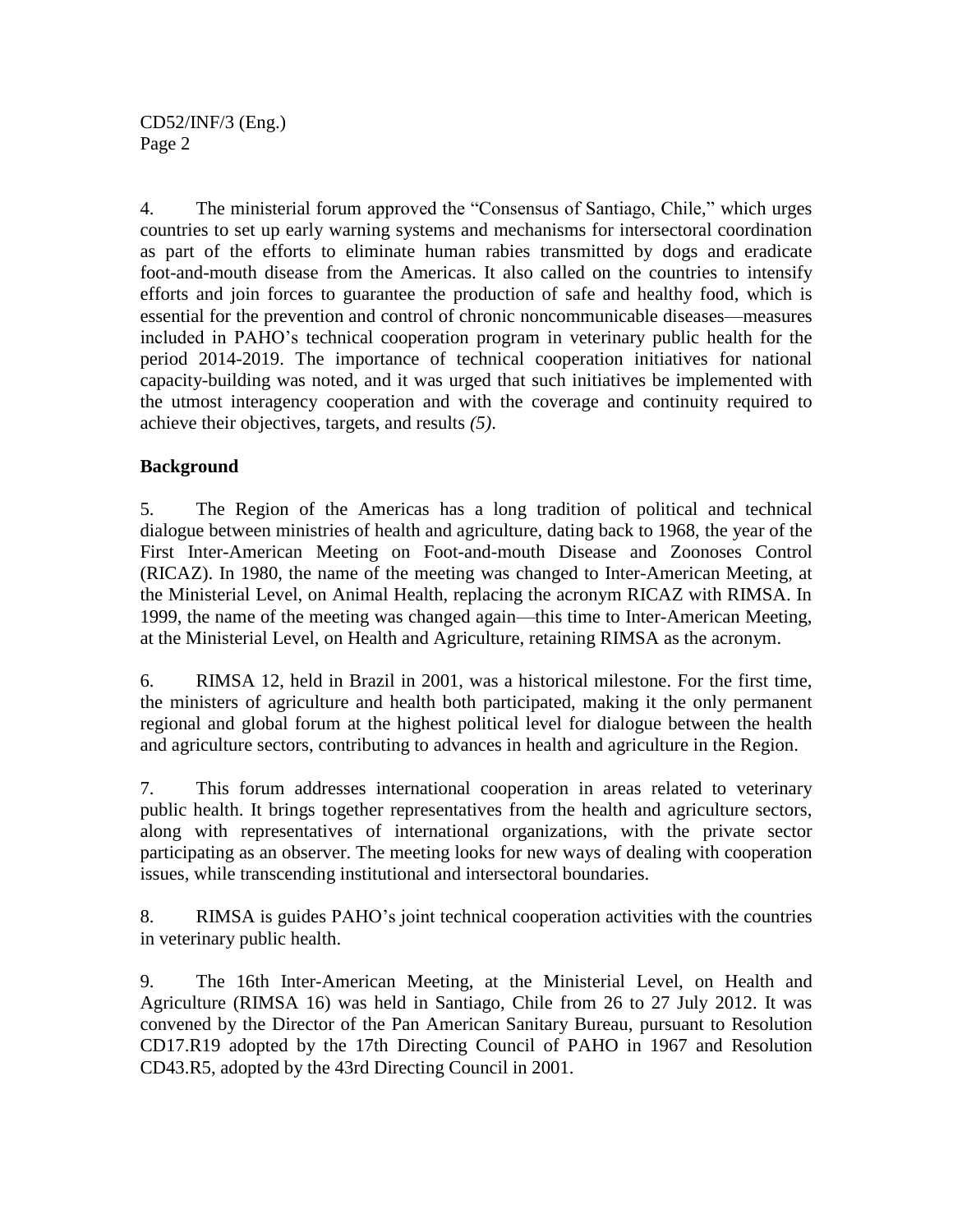4. The ministerial forum approved the "Consensus of Santiago, Chile," which urges countries to set up early warning systems and mechanisms for intersectoral coordination as part of the efforts to eliminate human rabies transmitted by dogs and eradicate foot-and-mouth disease from the Americas. It also called on the countries to intensify efforts and join forces to guarantee the production of safe and healthy food, which is essential for the prevention and control of chronic noncommunicable diseases—measures included in PAHO's technical cooperation program in veterinary public health for the period 2014-2019. The importance of technical cooperation initiatives for national capacity-building was noted, and it was urged that such initiatives be implemented with the utmost interagency cooperation and with the coverage and continuity required to achieve their objectives, targets, and results *(5)*.

**Background**

5. The Region of the Americas has a long tradition of political and technical dialogue between ministries of health and agriculture, dating back to 1968, the year of the First Inter-American Meeting on Foot-and-mouth Disease and Zoonoses Control (RICAZ). In 1980, the name of the meeting was changed to Inter-American Meeting, at the Ministerial Level, on Animal Health, replacing the acronym RICAZ with RIMSA. In 1999, the name of the meeting was changed again—this time to Inter-American Meeting, at the Ministerial Level, on Health and Agriculture, retaining RIMSA as the acronym.

6. RIMSA 12, held in Brazil in 2001, was a historical milestone. For the first time, the ministers of agriculture and health both participated, making it the only permanent regional and global forum at the highest political level for dialogue between the health and agriculture sectors, contributing to advances in health and agriculture in the Region.

7. This forum addresses international cooperation in areas related to veterinary public health. It brings together representatives from the health and agriculture sectors, along with representatives of international organizations, with the private sector participating as an observer. The meeting looks for new ways of dealing with cooperation issues, while transcending institutional and intersectoral boundaries.

8. RIMSA is guides PAHO's joint technical cooperation activities with the countries in veterinary public health.

9. The 16th Inter-American Meeting, at the Ministerial Level, on Health and Agriculture (RIMSA 16) was held in Santiago, Chile from 26 to 27 July 2012. It was convened by the Director of the Pan American Sanitary Bureau, pursuant to Resolution CD17.R19 adopted by the 17th Directing Council of PAHO in 1967 and Resolution CD43.R5, adopted by the 43rd Directing Council in 2001.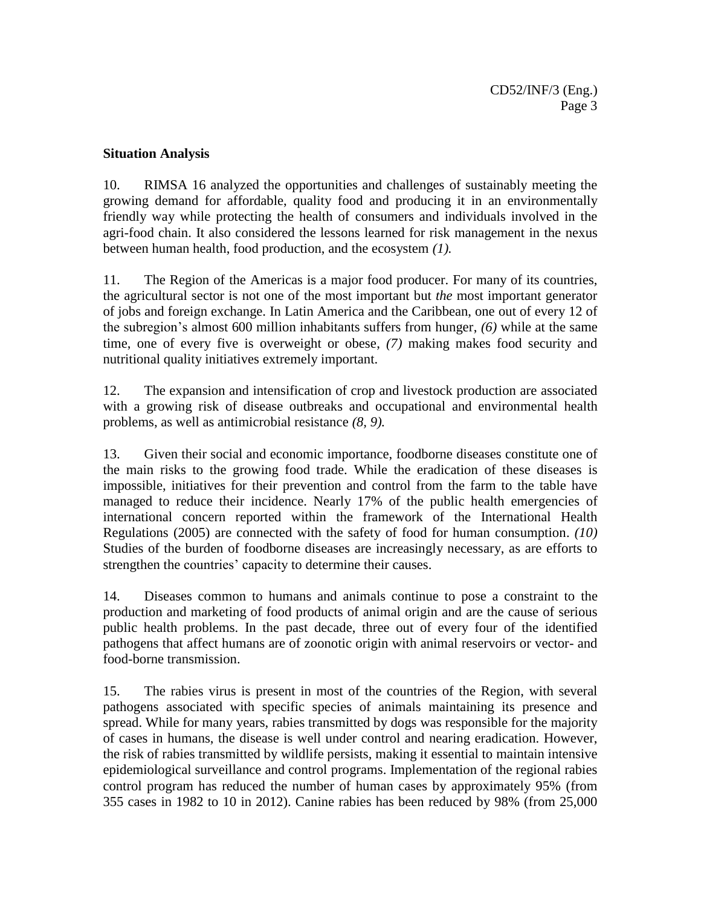## Situation Analysis

10. RIMSA 16 analyzed the opportunities and challenges of sustainably meeting the growing demand for affordable, quality food and producing it in an environmentally friendly way while protecting the health of consumers and individuals involved in the agri-food chain. It also considered the lessons learned for risk management in the nexus between human health, food production, and the ecosystem *(1).*

11. The Region of the Americas is a major food producer. For many of its countries, the agricultural sector is not one of the most important but *the* most important generator of jobs and foreign exchange. In Latin America and the Caribbean, one out of every 12 of the subregion's almost 600 million inhabitants suffers from hunger, *(6)* while at the same time, one of every five is overweight or obese, *(7)* making makes food security and nutritional quality initiatives extremely important.

12. The expansion and intensification of crop and livestock production are associated with a growing risk of disease outbreaks and occupational and environmental health problems, as well as antimicrobial resistance *(8, 9).*

13. Given their social and economic importance, foodborne diseases constitute one of the main risks to the growing food trade. While the eradication of these diseases is impossible, initiatives for their prevention and control from the farm to the table have managed to reduce their incidence. Nearly 17% of the public health emergencies of international concern reported within the framework of the International Health Regulations (2005) are connected with the safety of food for human consumption. *(10)* Studies of the burden of foodborne diseases are increasingly necessary, as are efforts to strengthen the countries' capacity to determine their causes.

14. Diseases common to humans and animals continue to pose a constraint to the production and marketing of food products of animal origin and are the cause of serious public health problems. In the past decade, three out of every four of the identified pathogens that affect humans are of zoonotic origin with animal reservoirs or vector- and food-borne transmission.

15. The rabies virus is present in most of the countries of the Region, with several pathogens associated with specific species of animals maintaining its presence and spread. While for many years, rabies transmitted by dogs was responsible for the majority of cases in humans, the disease is well under control and nearing eradication. However, the risk of rabies transmitted by wildlife persists, making it essential to maintain intensive epidemiological surveillance and control programs. Implementation of the regional rabies control program has reduced the number of human cases by approximately 95% (from 355 cases in 1982 to 10 in 2012). Canine rabies has been reduced by 98% (from 25,000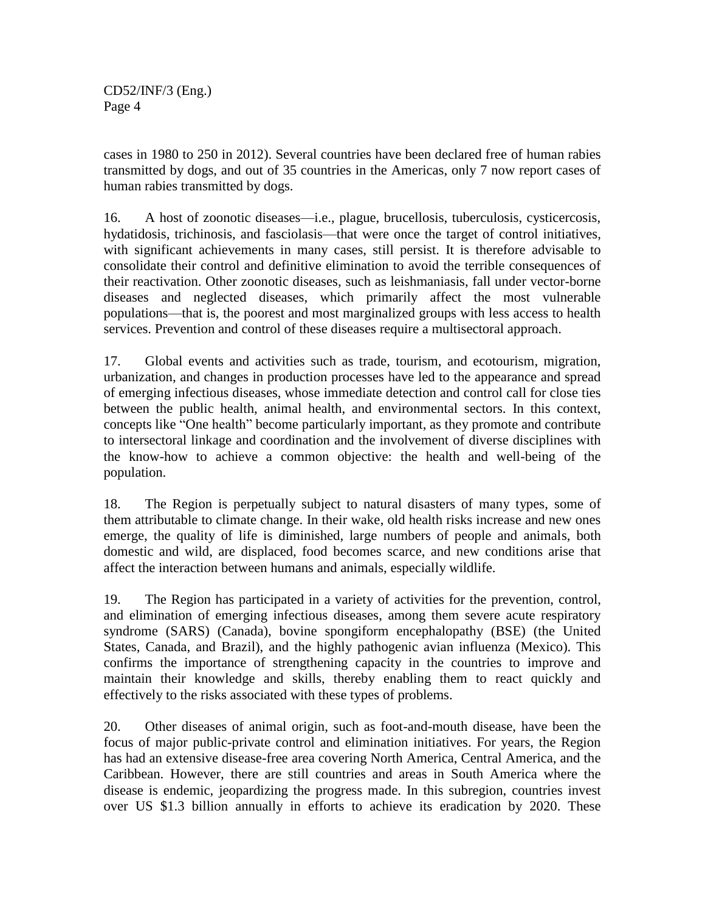cases in 1980 to 250 in 2012). Several countries have been declared free of human rabies transmitted by dogs, and out of 35 countries in the Americas, only 7 now report cases of human rabies transmitted by dogs.

16. A host of zoonotic diseases—i.e., plague, brucellosis, tuberculosis, cysticercosis, hydatidosis, trichinosis, and fasciolasis—that were once the target of control initiatives, with significant achievements in many cases, still persist. It is therefore advisable to consolidate their control and definitive elimination to avoid the terrible consequences of their reactivation. Other zoonotic diseases, such as leishmaniasis, fall under vector-borne diseases and neglected diseases, which primarily affect the most vulnerable populations—that is, the poorest and most marginalized groups with less access to health services. Prevention and control of these diseases require a multisectoral approach.

17. Global events and activities such as trade, tourism, and ecotourism, migration, urbanization, and changes in production processes have led to the appearance and spread of emerging infectious diseases, whose immediate detection and control call for close ties between the public health, animal health, and environmental sectors. In this context, concepts like "One health" become particularly important, as they promote and contribute to intersectoral linkage and coordination and the involvement of diverse disciplines with the know-how to achieve a common objective: the health and well-being of the population.

18. The Region is perpetually subject to natural disasters of many types, some of them attributable to climate change. In their wake, old health risks increase and new ones emerge, the quality of life is diminished, large numbers of people and animals, both domestic and wild, are displaced, food becomes scarce, and new conditions arise that affect the interaction between humans and animals, especially wildlife.

19. The Region has participated in a variety of activities for the prevention, control, and elimination of emerging infectious diseases, among them severe acute respiratory syndrome (SARS) (Canada), bovine spongiform encephalopathy (BSE) (the United States, Canada, and Brazil), and the highly pathogenic avian influenza (Mexico). This confirms the importance of strengthening capacity in the countries to improve and maintain their knowledge and skills, thereby enabling them to react quickly and effectively to the risks associated with these types of problems.

20. Other diseases of animal origin, such as foot-and-mouth disease, have been the focus of major public-private control and elimination initiatives. For years, the Region has had an extensive disease-free area covering North America, Central America, and the Caribbean. However, there are still countries and areas in South America where the disease is endemic, jeopardizing the progress made. In this subregion, countries invest over US $1.3 billion annually in efforts to achieve its eradication by 2020. These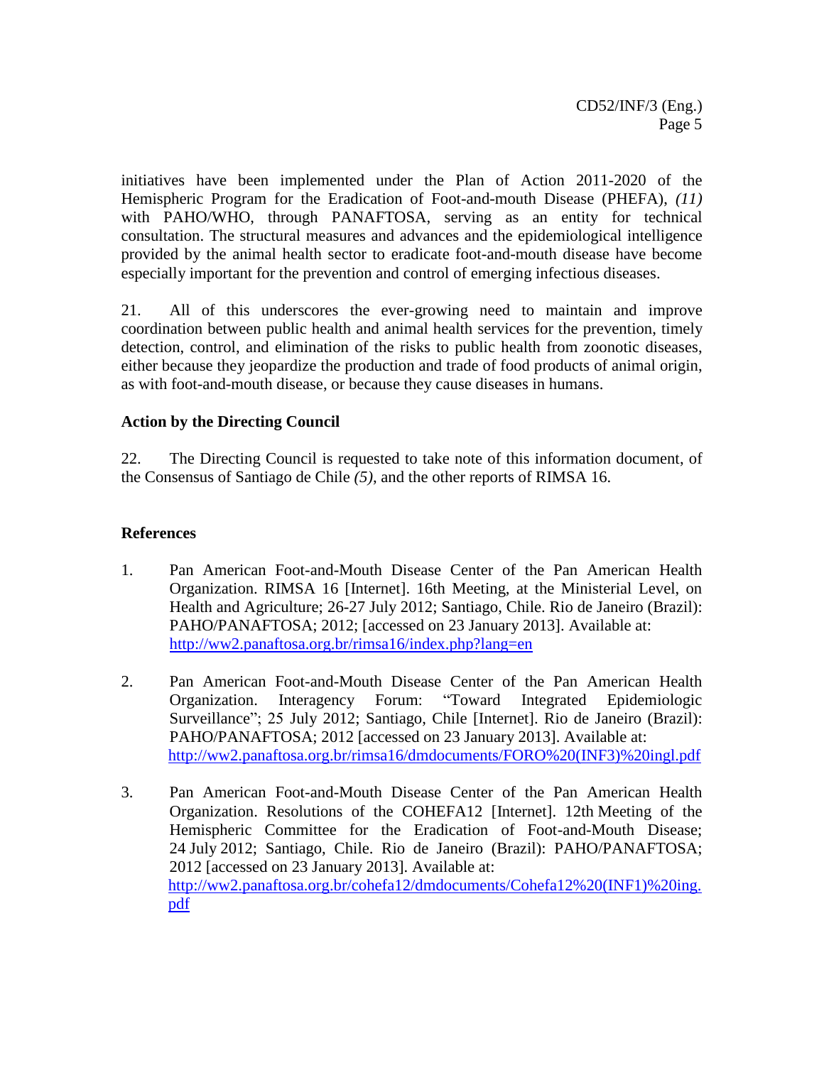initiatives have been implemented under the Plan of Action 2011-2020 of the Hemispheric Program for the Eradication of Foot-and-mouth Disease (PHEFA), *(11)* with PAHO/WHO, through PANAFTOSA, serving as an entity for technical consultation. The structural measures and advances and the epidemiological intelligence provided by the animal health sector to eradicate foot-and-mouth disease have become especially important for the prevention and control of emerging infectious diseases.

21. All of this underscores the ever-growing need to maintain and improve coordination between public health and animal health services for the prevention, timely detection, control, and elimination of the risks to public health from zoonotic diseases, either because they jeopardize the production and trade of food products of animal origin, as with foot-and-mouth disease, or because they cause diseases in humans.

## Action by the Directing Council

22. The Directing Council is requested to take note of this information document, of the Consensus of Santiago de Chile *(5)*, and the other reports of RIMSA 16.

## References

1. Pan American Foot-and-Mouth Disease Center of the Pan American Health Organization. RIMSA 16 [Internet]. 16th Meeting, at the Ministerial Level, on Health and Agriculture; 26-27 July 2012; Santiago, Chile. Rio de Janeiro (Brazil): PAHO/PANAFTOSA; 2012; [accessed on 23 January 2013]. Available at: http://ww2.panaftosa.org.br/rimsa16/index.php?lang=en

2. Pan American Foot-and-Mouth Disease Center of the Pan American Health Organization. Interagency Forum: "Toward Integrated Epidemiologic Surveillance"; 25 July 2012; Santiago, Chile [Internet]. Rio de Janeiro (Brazil): PAHO/PANAFTOSA; 2012 [accessed on 23 January 2013]. Available at: http://ww2.panaftosa.org.br/rimsa16/dmdocuments/FORO%20(INF3)%20ingl.pdf

3. Pan American Foot-and-Mouth Disease Center of the Pan American Health Organization. Resolutions of the COHEFA12 [Internet]. 12th Meeting of the Hemispheric Committee for the Eradication of Foot-and-Mouth Disease; 24 July 2012; Santiago, Chile. Rio de Janeiro (Brazil): PAHO/PANAFTOSA; 2012 [accessed on 23 January 2013]. Available at: http://ww2.panaftosa.org.br/cohefa12/dmdocuments/Cohefa12%20(INF1)%20ing.pdf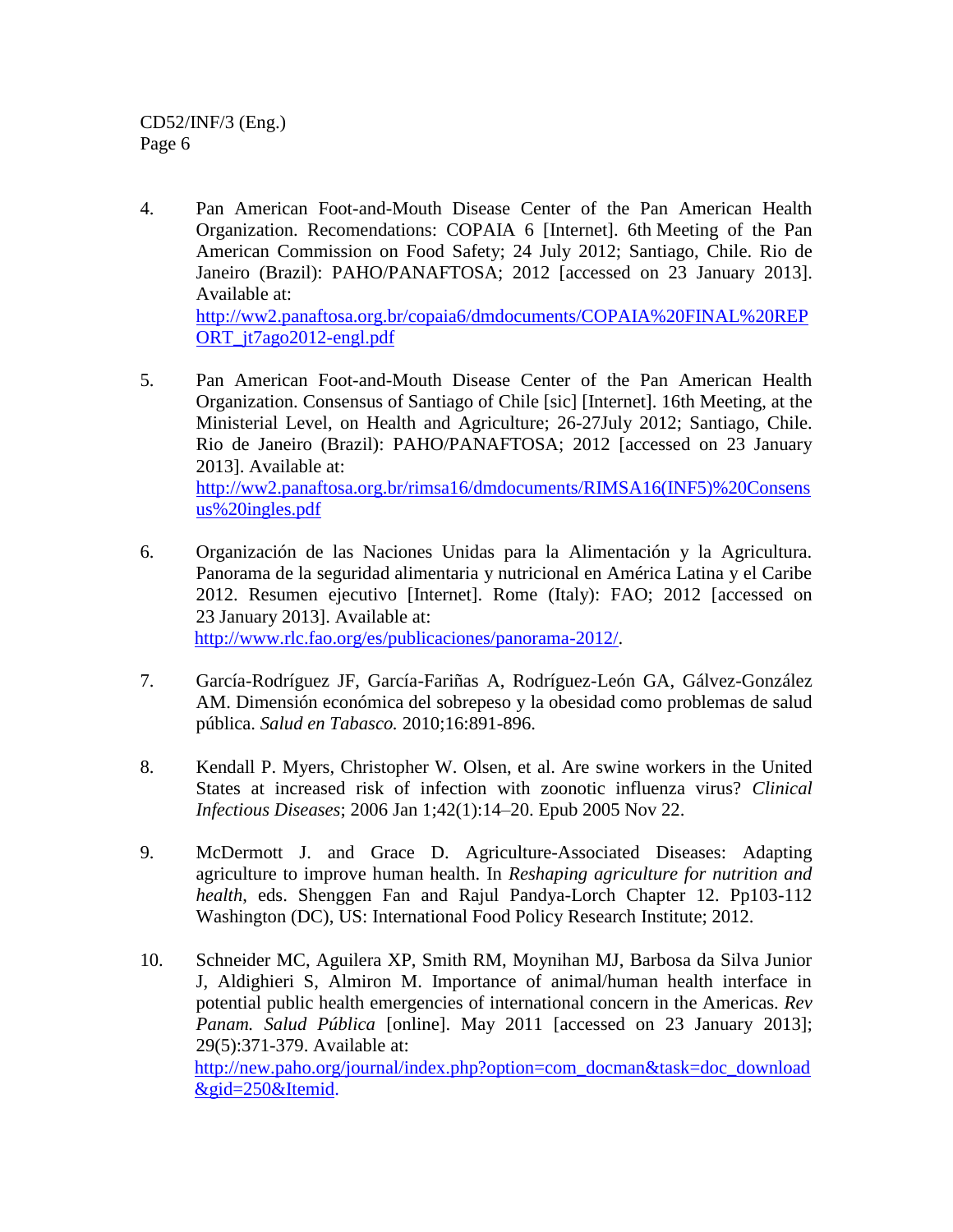4. Pan American Foot-and-Mouth Disease Center of the Pan American Health Organization. Recomendations: COPAIA 6 [Internet]. 6th Meeting of the Pan American Commission on Food Safety; 24 July 2012; Santiago, Chile. Rio de Janeiro (Brazil): PAHO/PANAFTOSA; 2012 [accessed on 23 January 2013]. Available at: http://ww2.panaftosa.org.br/copaia6/dmdocuments/COPAIA%20FINAL%20REPORT_jt7ago2012-engl.pdf

5. Pan American Foot-and-Mouth Disease Center of the Pan American Health Organization. Consensus of Santiago of Chile [sic] [Internet]. 16th Meeting, at the Ministerial Level, on Health and Agriculture; 26-27July 2012; Santiago, Chile. Rio de Janeiro (Brazil): PAHO/PANAFTOSA; 2012 [accessed on 23 January 2013]. Available at: http://ww2.panaftosa.org.br/rimsa16/dmdocuments/RIMSA16(INF5)%20Consensus%20ingles.pdf

6. Organización de las Naciones Unidas para la Alimentación y la Agricultura. Panorama de la seguridad alimentaria y nutricional en América Latina y el Caribe 2012. Resumen ejecutivo [Internet]. Rome (Italy): FAO; 2012 [accessed on 23 January 2013]. Available at: http://www.rlc.fao.org/es/publicaciones/panorama-2012/.

7. García-Rodríguez JF, García-Fariñas A, Rodríguez-León GA, Gálvez-González AM. Dimensión económica del sobrepeso y la obesidad como problemas de salud pública. *Salud en Tabasco.* 2010;16:891-896.

8. Kendall P. Myers, Christopher W. Olsen, et al. Are swine workers in the United States at increased risk of infection with zoonotic influenza virus? *Clinical Infectious Diseases*; 2006 Jan 1;42(1):14–20. Epub 2005 Nov 22.

9. McDermott J. and Grace D. Agriculture-Associated Diseases: Adapting agriculture to improve human health. In *Reshaping agriculture for nutrition and health*, eds. Shenggen Fan and Rajul Pandya-Lorch Chapter 12. Pp103-112 Washington (DC), US: International Food Policy Research Institute; 2012.

10. Schneider MC, Aguilera XP, Smith RM, Moynihan MJ, Barbosa da Silva Junior J, Aldighieri S, Almiron M. Importance of animal/human health interface in potential public health emergencies of international concern in the Americas. *Rev Panam. Salud Pública* [online]. May 2011 [accessed on 23 January 2013]; 29(5):371-379. Available at: http://new.paho.org/journal/index.php?option=com_docman&task=doc_download&gid=250&Itemid.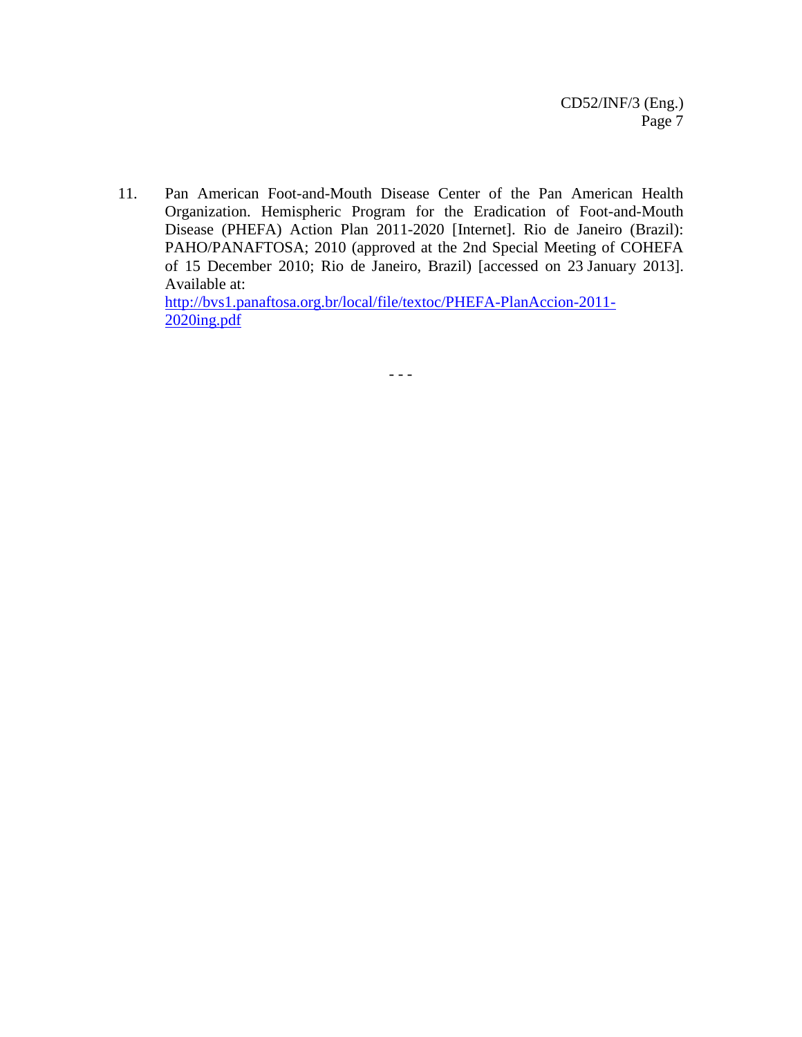11. Pan American Foot-and-Mouth Disease Center of the Pan American Health Organization. Hemispheric Program for the Eradication of Foot-and-Mouth Disease (PHEFA) Action Plan 2011-2020 [Internet]. Rio de Janeiro (Brazil): PAHO/PANAFTOSA; 2010 (approved at the 2nd Special Meeting of COHEFA of 15 December 2010; Rio de Janeiro, Brazil) [accessed on 23 January 2013]. Available at: http://bvs1.panaftosa.org.br/local/file/textoc/PHEFA-PlanAccion-2011-2020ing.pdf

- - -